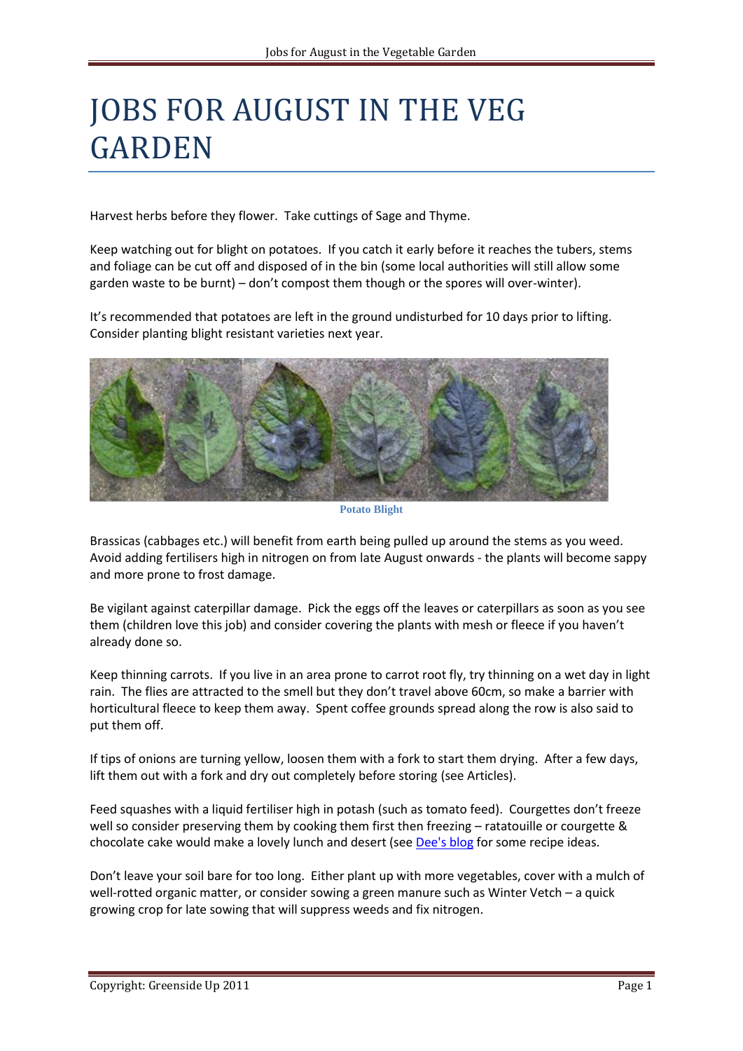# JOBS FOR AUGUST IN THE VEG GARDEN

Harvest herbs before they flower. Take cuttings of Sage and Thyme.

Keep watching out for blight on potatoes. If you catch it early before it reaches the tubers, stems and foliage can be cut off and disposed of in the bin (some local authorities will still allow some garden waste to be burnt) – don't compost them though or the spores will over-winter).

It's recommended that potatoes are left in the ground undisturbed for 10 days prior to lifting. Consider planting blight resistant varieties next year.

Potato Blight

Brassicas (cabbages etc.) will benefit from earth being pulled up around the stems as you weed. Avoid adding fertilisers high in nitrogen on from late August onwards - the plants will become sappy and more prone to frost damage.

Be vigilant against caterpillar damage. Pick the eggs off the leaves or caterpillars as soon as you see them (children love this job) and consider covering the plants with mesh or fleece if you haven't already done so.

Keep thinning carrots. If you live in an area prone to carrot root fly, try thinning on a wet day in light rain. The flies are attracted to the smell but they don't travel above 60cm, so make a barrier with horticultural fleece to keep them away. Spent coffee grounds spread along the row is also said to put them off.

If tips of onions are turning yellow, loosen them with a fork to start them drying. After a few days, lift them out with a fork and dry out completely before storing (see Articles).

Feed squashes with a liquid fertiliser high in potash (such as tomato feed). Courgettes don't freeze well so consider preserving them by cooking them first then freezing – ratatouille or courgette & chocolate cake would make a lovely lunch and desert (see Dee's blog for some recipe ideas.

Don't leave your soil bare for too long. Either plant up with more vegetables, cover with a mulch of well-rotted organic matter, or consider sowing a green manure such as Winter Vetch – a quick growing crop for late sowing that will suppress weeds and fix nitrogen.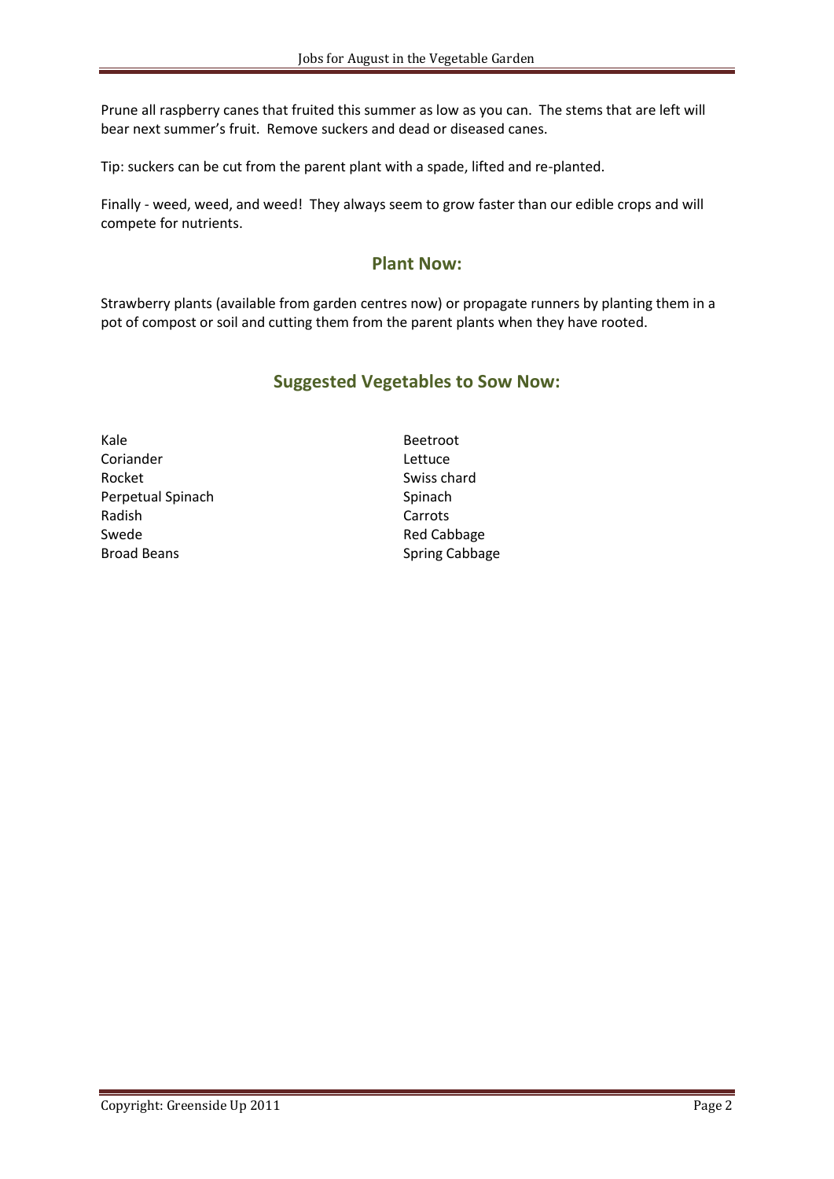Prune all raspberry canes that fruited this summer as low as you can. The stems that are left will bear next summer's fruit. Remove suckers and dead or diseased canes.

Tip: suckers can be cut from the parent plant with a spade, lifted and re-planted.

Finally - weed, weed, and weed! They always seem to grow faster than our edible crops and will compete for nutrients.

## Plant Now:

Strawberry plants (available from garden centres now) or propagate runners by planting them in a pot of compost or soil and cutting them from the parent plants when they have rooted.

## Suggested Vegetables to Sow Now:

Kale
Coriander
Rocket
Perpetual Spinach
Radish
Swede
Broad Beans
Beetroot
Lettuce
Swiss chard
Spinach
Carrots
Red Cabbage
Spring Cabbage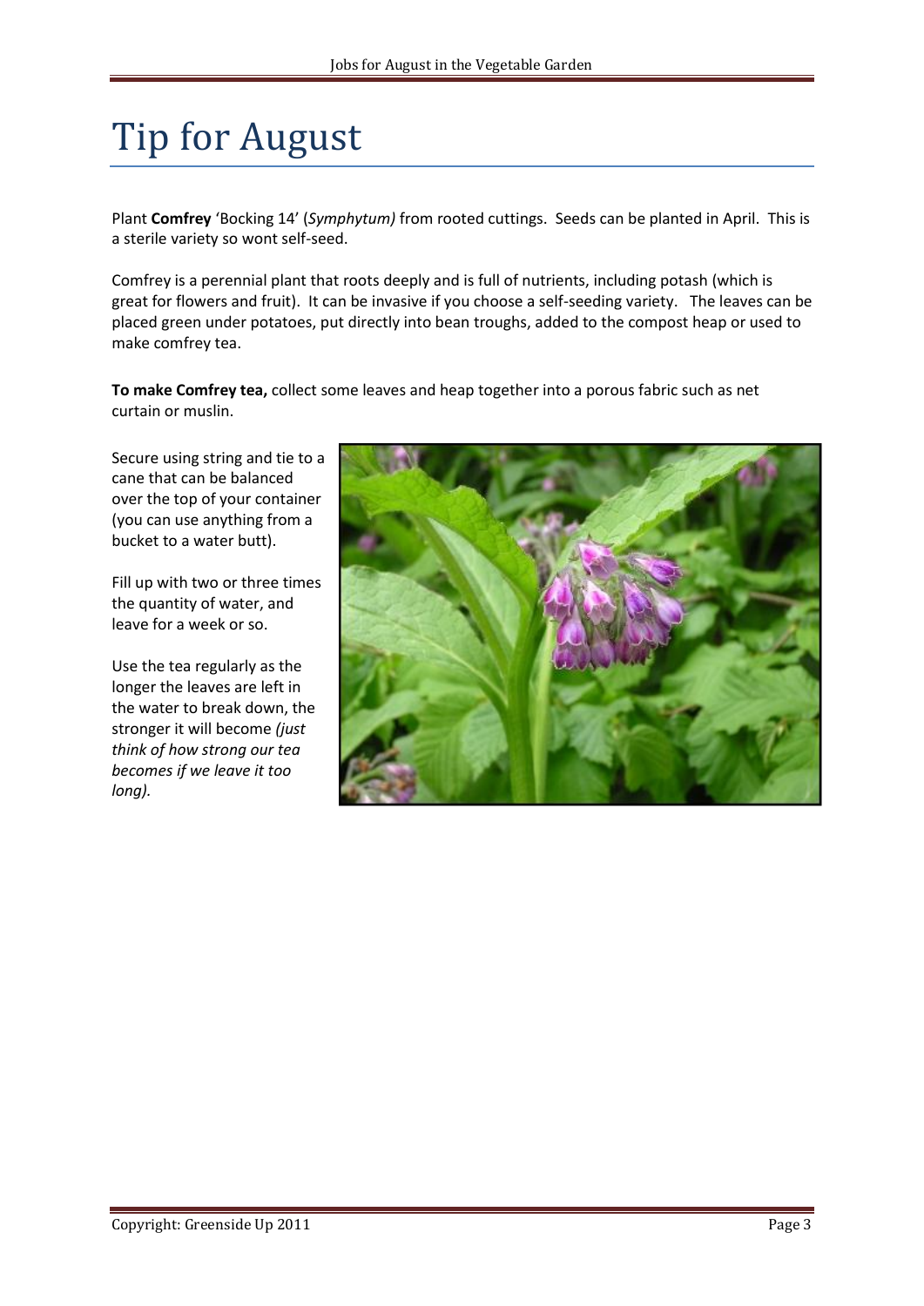# Tip for August

Plant **Comfrey** 'Bocking 14' (*Symphytum)* from rooted cuttings. Seeds can be planted in April. This is a sterile variety so wont self-seed.

Comfrey is a perennial plant that roots deeply and is full of nutrients, including potash (which is great for flowers and fruit). It can be invasive if you choose a self-seeding variety. The leaves can be placed green under potatoes, put directly into bean troughs, added to the compost heap or used to make comfrey tea.

**To make Comfrey tea,** collect some leaves and heap together into a porous fabric such as net curtain or muslin.

Secure using string and tie to a cane that can be balanced over the top of your container (you can use anything from a bucket to a water butt).

Fill up with two or three times the quantity of water, and leave for a week or so.

Use the tea regularly as the longer the leaves are left in the water to break down, the stronger it will become *(just think of how strong our tea becomes if we leave it too long).*